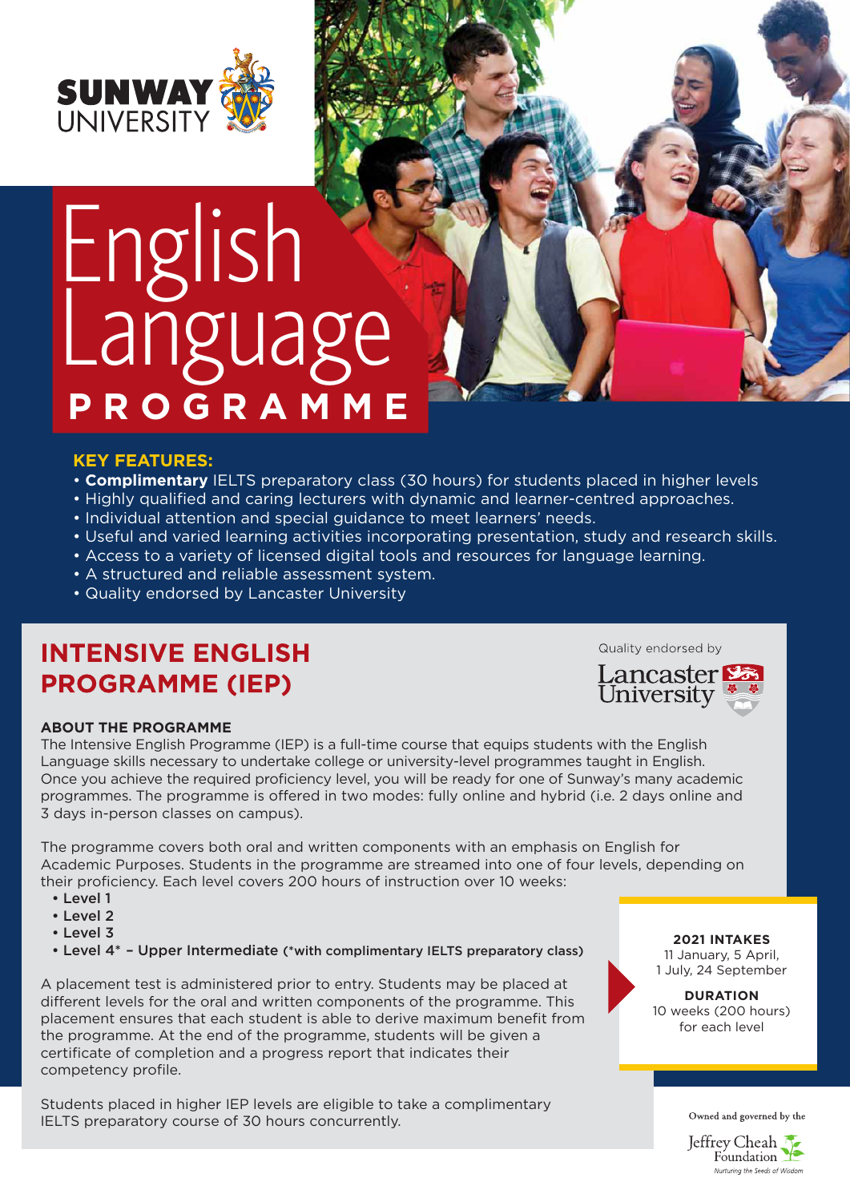SUNWAY UNIVERSITY

# English Language PROGRAMME

**KEY FEATURES:**

- **Complimentary** IELTS preparatory class (30 hours) for students placed in higher levels
- Highly qualified and caring lecturers with dynamic and learner-centred approaches.
- Individual attention and special guidance to meet learners' needs.
- Useful and varied learning activities incorporating presentation, study and research skills.
- Access to a variety of licensed digital tools and resources for language learning.
- A structured and reliable assessment system.
- Quality endorsed by Lancaster University

## INTENSIVE ENGLISH PROGRAMME (IEP)

Quality endorsed by Lancaster University

### ABOUT THE PROGRAMME

The Intensive English Programme (IEP) is a full-time course that equips students with the English Language skills necessary to undertake college or university-level programmes taught in English. Once you achieve the required proficiency level, you will be ready for one of Sunway's many academic programmes. The programme is offered in two modes: fully online and hybrid (i.e. 2 days online and 3 days in-person classes on campus).

The programme covers both oral and written components with an emphasis on English for Academic Purposes. Students in the programme are streamed into one of four levels, depending on their proficiency. Each level covers 200 hours of instruction over 10 weeks:

- Level 1
- Level 2
- Level 3
- Level 4* – Upper Intermediate (*with complimentary IELTS preparatory class)

A placement test is administered prior to entry. Students may be placed at different levels for the oral and written components of the programme. This placement ensures that each student is able to derive maximum benefit from the programme. At the end of the programme, students will be given a certificate of completion and a progress report that indicates their competency profile.

Students placed in higher IEP levels are eligible to take a complimentary IELTS preparatory course of 30 hours concurrently.

**2021 INTAKES**
11 January, 5 April, 1 July, 24 September

**DURATION**
10 weeks (200 hours) for each level

Owned and governed by the Jeffrey Cheah Foundation
*Nurturing the Seeds of Wisdom*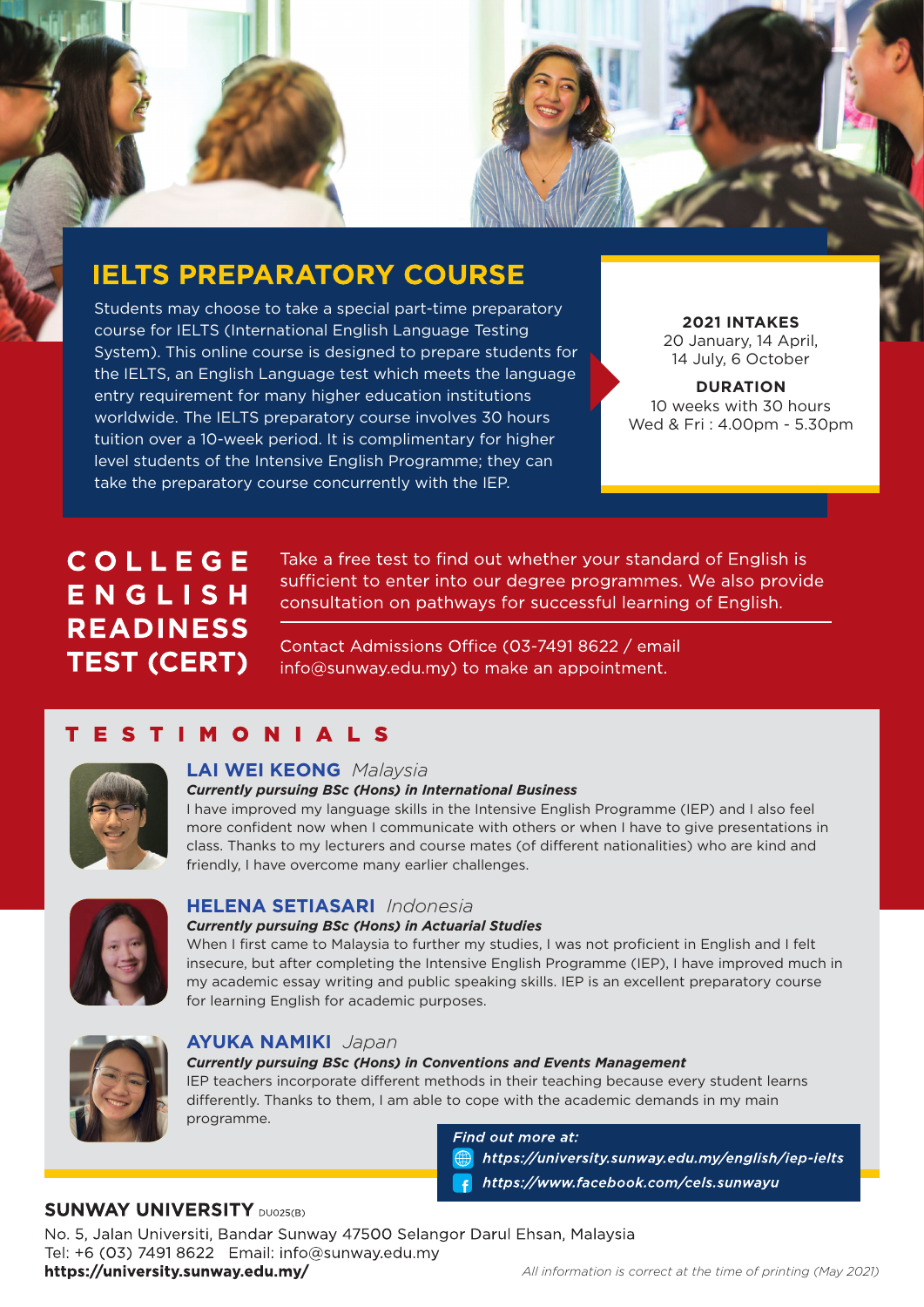## IELTS PREPARATORY COURSE

Students may choose to take a special part-time preparatory course for IELTS (International English Language Testing System). This online course is designed to prepare students for the IELTS, an English Language test which meets the language entry requirement for many higher education institutions worldwide. The IELTS preparatory course involves 30 hours tuition over a 10-week period. It is complimentary for higher level students of the Intensive English Programme; they can take the preparatory course concurrently with the IEP.

**2021 INTAKES**
20 January, 14 April,
14 July, 6 October

**DURATION**
10 weeks with 30 hours
Wed & Fri : 4.00pm - 5.30pm

## COLLEGE ENGLISH READINESS TEST (CERT)

Take a free test to find out whether your standard of English is sufficient to enter into our degree programmes. We also provide consultation on pathways for successful learning of English.

Contact Admissions Office (03-7491 8622 / email info@sunway.edu.my) to make an appointment.

## TESTIMONIALS

**LAI WEI KEONG** *Malaysia*

***Currently pursuing BSc (Hons) in International Business***

I have improved my language skills in the Intensive English Programme (IEP) and I also feel more confident now when I communicate with others or when I have to give presentations in class. Thanks to my lecturers and course mates (of different nationalities) who are kind and friendly, I have overcome many earlier challenges.

**HELENA SETIASARI** *Indonesia*

***Currently pursuing BSc (Hons) in Actuarial Studies***

When I first came to Malaysia to further my studies, I was not proficient in English and I felt insecure, but after completing the Intensive English Programme (IEP), I have improved much in my academic essay writing and public speaking skills. IEP is an excellent preparatory course for learning English for academic purposes.

**AYUKA NAMIKI** *Japan*

***Currently pursuing BSc (Hons) in Conventions and Events Management***

IEP teachers incorporate different methods in their teaching because every student learns differently. Thanks to them, I am able to cope with the academic demands in my main programme.

*Find out more at:*
***https://university.sunway.edu.my/english/iep-ielts***
***https://www.facebook.com/cels.sunwayu***

**SUNWAY UNIVERSITY** DU025(B)
No. 5, Jalan Universiti, Bandar Sunway 47500 Selangor Darul Ehsan, Malaysia
Tel: +6 (03) 7491 8622 Email: info@sunway.edu.my
**https://university.sunway.edu.my/**

*All information is correct at the time of printing (May 2021)*